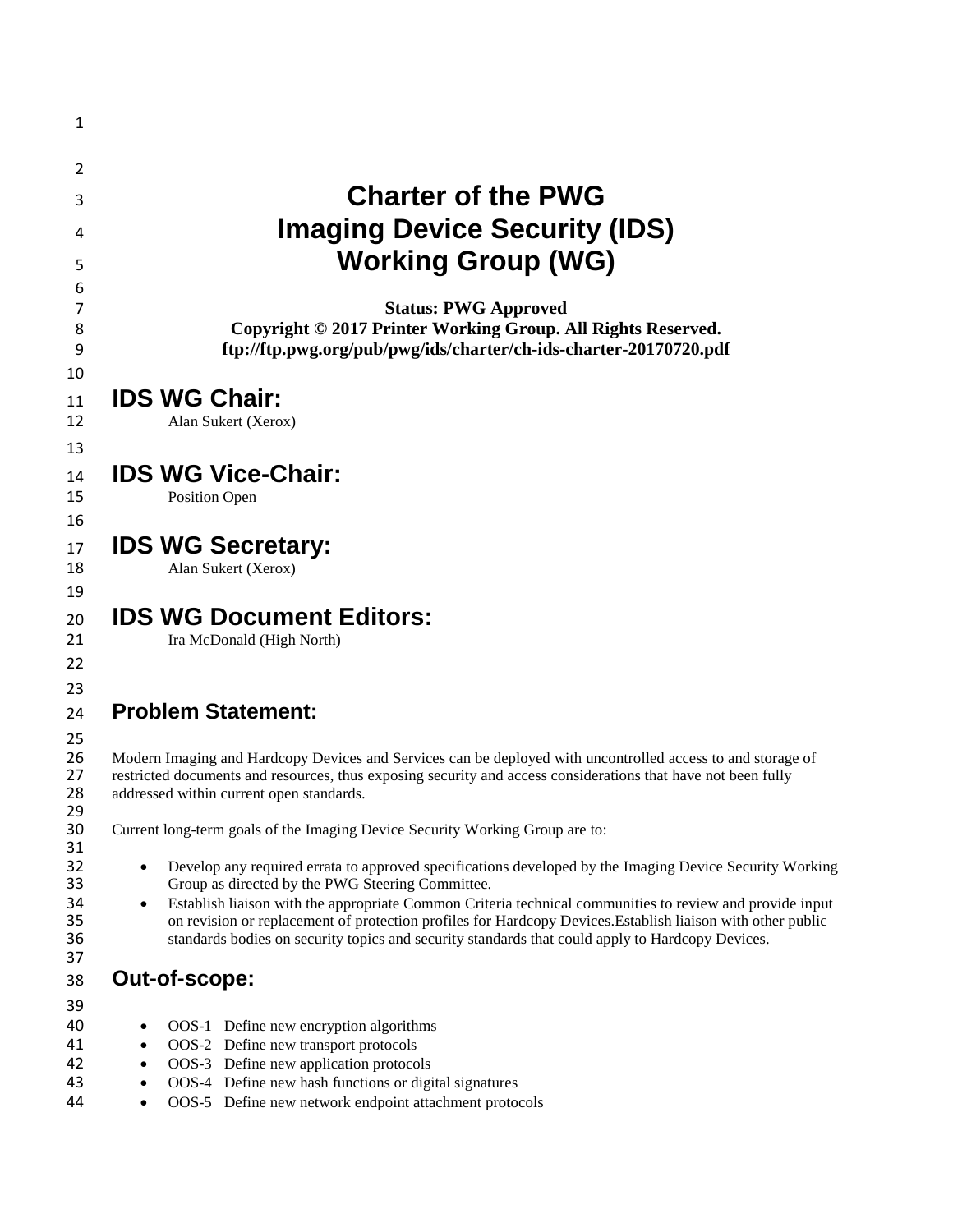# Charter of the PWG Imaging Device Security (IDS) Working Group (WG)

**Status: PWG Approved**
**Copyright © 2017 Printer Working Group. All Rights Reserved.**
**ftp://ftp.pwg.org/pub/pwg/ids/charter/ch-ids-charter-20170720.pdf**

## IDS WG Chair:

Alan Sukert (Xerox)

## IDS WG Vice-Chair:

Position Open

## IDS WG Secretary:

Alan Sukert (Xerox)

## IDS WG Document Editors:

Ira McDonald (High North)

### Problem Statement:

Modern Imaging and Hardcopy Devices and Services can be deployed with uncontrolled access to and storage of restricted documents and resources, thus exposing security and access considerations that have not been fully addressed within current open standards.

Current long-term goals of the Imaging Device Security Working Group are to:

- Develop any required errata to approved specifications developed by the Imaging Device Security Working Group as directed by the PWG Steering Committee.
- Establish liaison with the appropriate Common Criteria technical communities to review and provide input on revision or replacement of protection profiles for Hardcopy Devices.Establish liaison with other public standards bodies on security topics and security standards that could apply to Hardcopy Devices.

### Out-of-scope:

- OOS-1 Define new encryption algorithms
- OOS-2 Define new transport protocols
- OOS-3 Define new application protocols
- OOS-4 Define new hash functions or digital signatures
- OOS-5 Define new network endpoint attachment protocols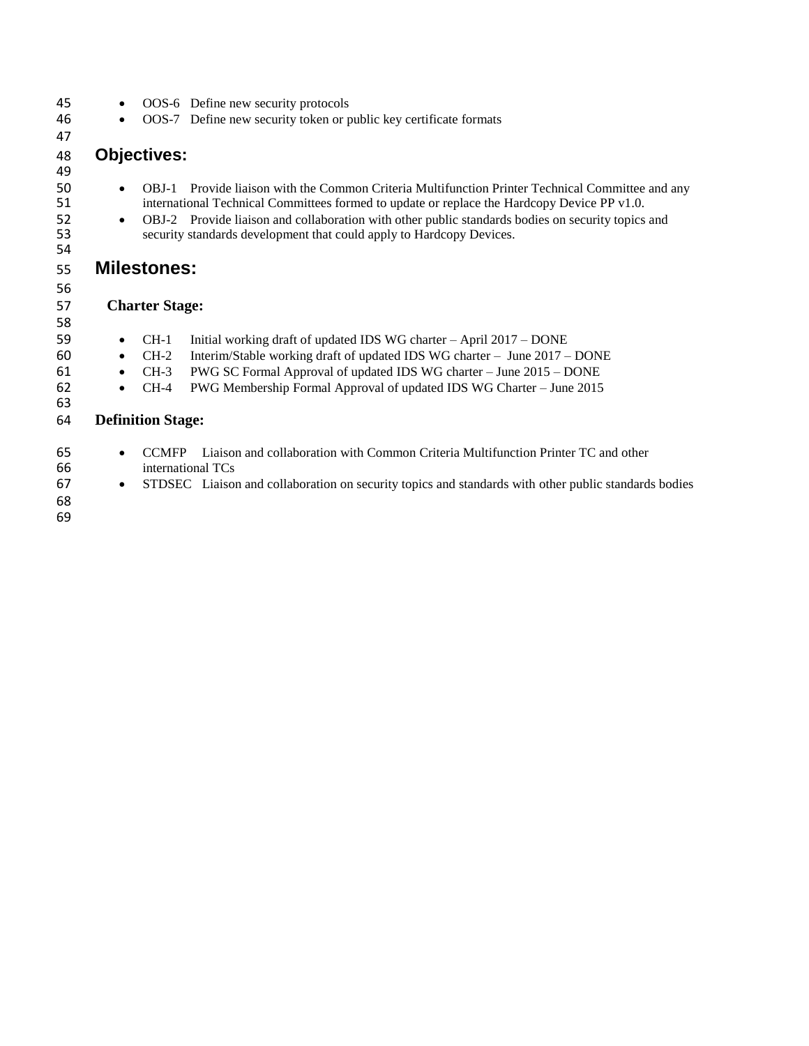- OOS-6 Define new security protocols
- OOS-7 Define new security token or public key certificate formats

## Objectives:

- OBJ-1 Provide liaison with the Common Criteria Multifunction Printer Technical Committee and any international Technical Committees formed to update or replace the Hardcopy Device PP v1.0.
- OBJ-2 Provide liaison and collaboration with other public standards bodies on security topics and security standards development that could apply to Hardcopy Devices.

## Milestones:

### Charter Stage:

- CH-1 Initial working draft of updated IDS WG charter – April 2017 – DONE
- CH-2 Interim/Stable working draft of updated IDS WG charter – June 2017 – DONE
- CH-3 PWG SC Formal Approval of updated IDS WG charter – June 2015 – DONE
- CH-4 PWG Membership Formal Approval of updated IDS WG Charter – June 2015

### Definition Stage:

- CCMFP Liaison and collaboration with Common Criteria Multifunction Printer TC and other international TCs
- STDSEC Liaison and collaboration on security topics and standards with other public standards bodies